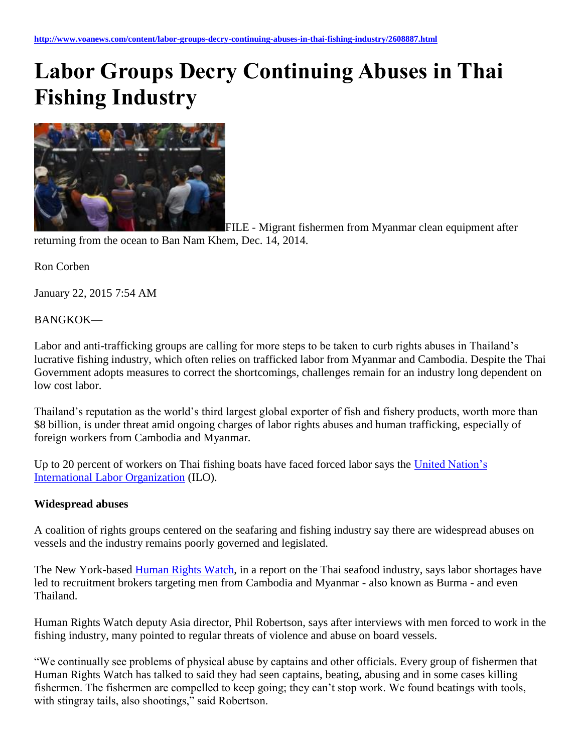http://www.voanews.com/content/labor-groups-decry-continuing-abuses-in-thai-fishing-industry/2608887.html

# Labor Groups Decry Continuing Abuses in Thai Fishing Industry

FILE - Migrant fishermen from Myanmar clean equipment after returning from the ocean to Ban Nam Khem, Dec. 14, 2014.

Ron Corben

January 22, 2015 7:54 AM

BANGKOK—

Labor and anti-trafficking groups are calling for more steps to be taken to curb rights abuses in Thailand's lucrative fishing industry, which often relies on trafficked labor from Myanmar and Cambodia. Despite the Thai Government adopts measures to correct the shortcomings, challenges remain for an industry long dependent on low cost labor.

Thailand's reputation as the world's third largest global exporter of fish and fishery products, worth more than $8 billion, is under threat amid ongoing charges of labor rights abuses and human trafficking, especially of foreign workers from Cambodia and Myanmar.

Up to 20 percent of workers on Thai fishing boats have faced forced labor says the United Nation's International Labor Organization (ILO).

**Widespread abuses**

A coalition of rights groups centered on the seafaring and fishing industry say there are widespread abuses on vessels and the industry remains poorly governed and legislated.

The New York-based Human Rights Watch, in a report on the Thai seafood industry, says labor shortages have led to recruitment brokers targeting men from Cambodia and Myanmar - also known as Burma - and even Thailand.

Human Rights Watch deputy Asia director, Phil Robertson, says after interviews with men forced to work in the fishing industry, many pointed to regular threats of violence and abuse on board vessels.

"We continually see problems of physical abuse by captains and other officials. Every group of fishermen that Human Rights Watch has talked to said they had seen captains, beating, abusing and in some cases killing fishermen. The fishermen are compelled to keep going; they can't stop work. We found beatings with tools, with stingray tails, also shootings," said Robertson.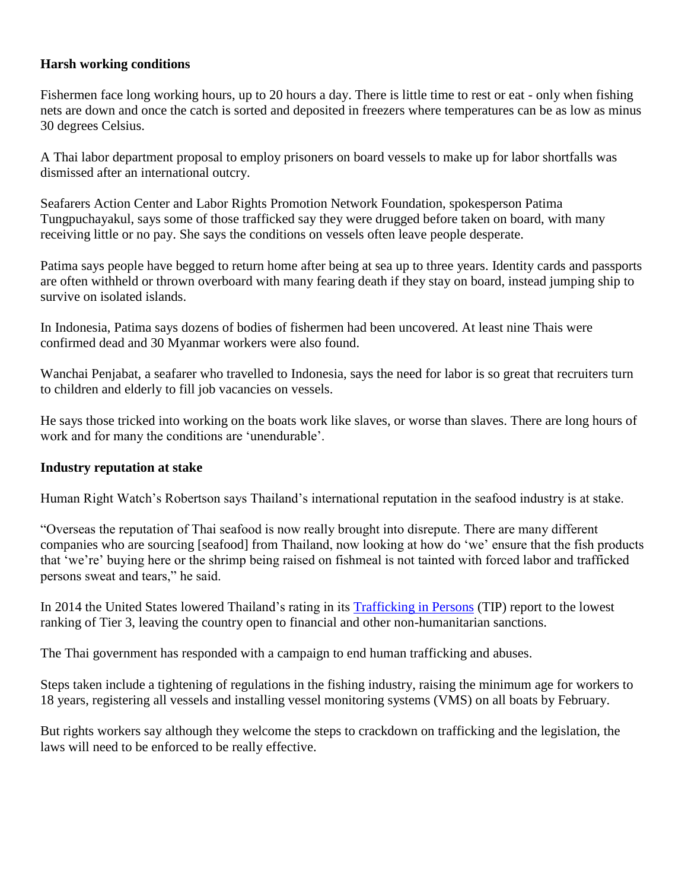**Harsh working conditions**

Fishermen face long working hours, up to 20 hours a day. There is little time to rest or eat - only when fishing nets are down and once the catch is sorted and deposited in freezers where temperatures can be as low as minus 30 degrees Celsius.

A Thai labor department proposal to employ prisoners on board vessels to make up for labor shortfalls was dismissed after an international outcry.

Seafarers Action Center and Labor Rights Promotion Network Foundation, spokesperson Patima Tungpuchayakul, says some of those trafficked say they were drugged before taken on board, with many receiving little or no pay. She says the conditions on vessels often leave people desperate.

Patima says people have begged to return home after being at sea up to three years. Identity cards and passports are often withheld or thrown overboard with many fearing death if they stay on board, instead jumping ship to survive on isolated islands.

In Indonesia, Patima says dozens of bodies of fishermen had been uncovered. At least nine Thais were confirmed dead and 30 Myanmar workers were also found.

Wanchai Penjabat, a seafarer who travelled to Indonesia, says the need for labor is so great that recruiters turn to children and elderly to fill job vacancies on vessels.

He says those tricked into working on the boats work like slaves, or worse than slaves. There are long hours of work and for many the conditions are 'unendurable'.

**Industry reputation at stake**

Human Right Watch's Robertson says Thailand's international reputation in the seafood industry is at stake.

"Overseas the reputation of Thai seafood is now really brought into disrepute. There are many different companies who are sourcing [seafood] from Thailand, now looking at how do 'we' ensure that the fish products that 'we're' buying here or the shrimp being raised on fishmeal is not tainted with forced labor and trafficked persons sweat and tears," he said.

In 2014 the United States lowered Thailand's rating in its Trafficking in Persons (TIP) report to the lowest ranking of Tier 3, leaving the country open to financial and other non-humanitarian sanctions.

The Thai government has responded with a campaign to end human trafficking and abuses.

Steps taken include a tightening of regulations in the fishing industry, raising the minimum age for workers to 18 years, registering all vessels and installing vessel monitoring systems (VMS) on all boats by February.

But rights workers say although they welcome the steps to crackdown on trafficking and the legislation, the laws will need to be enforced to be really effective.